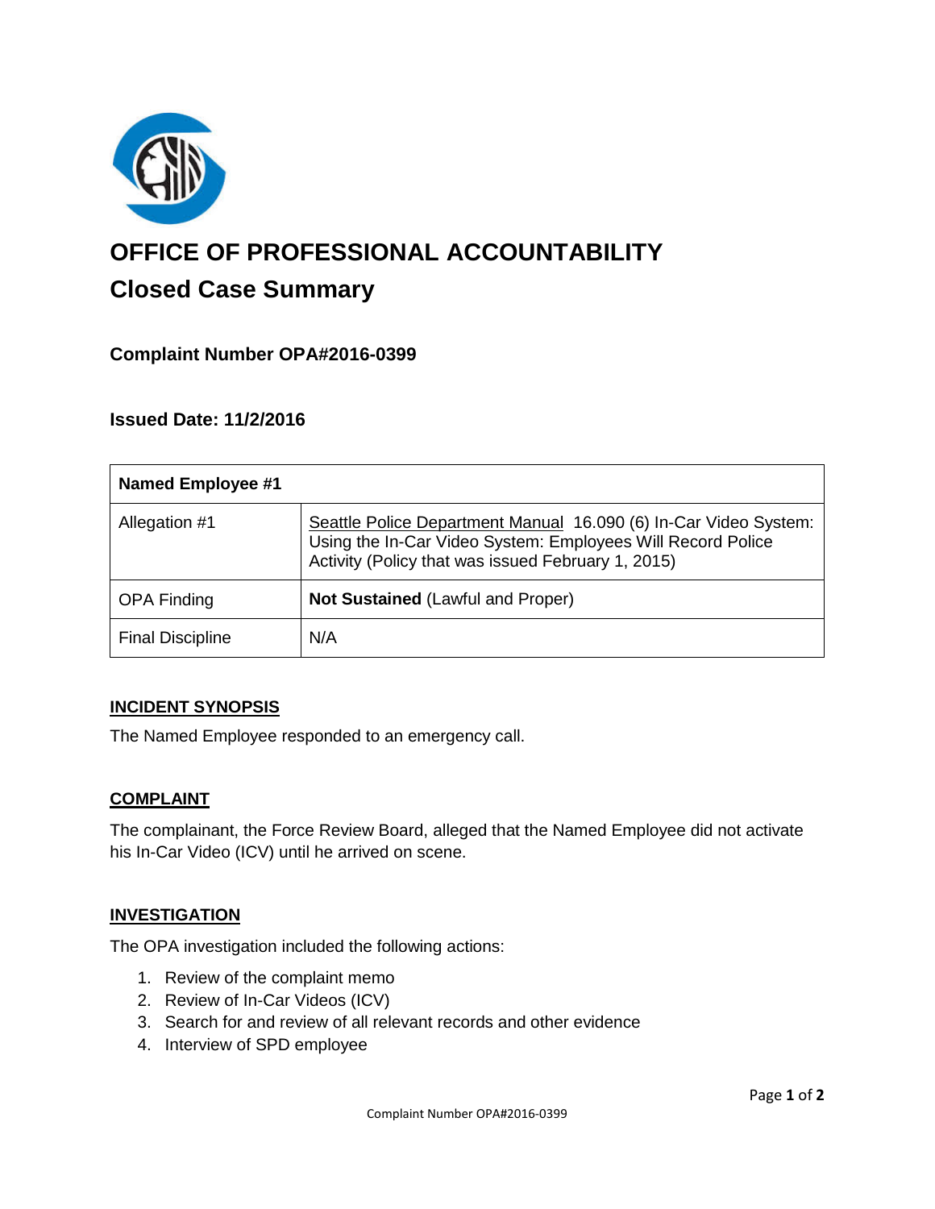# OFFICE OF PROFESSIONAL ACCOUNTABILITY

## Closed Case Summary

### Complaint Number OPA#2016-0399

### Issued Date: 11/2/2016

| Named Employee #1 | |
|---|---|
| Allegation #1 | Seattle Police Department Manual 16.090 (6) In-Car Video System: Using the In-Car Video System: Employees Will Record Police Activity (Policy that was issued February 1, 2015) |
| OPA Finding | **Not Sustained** (Lawful and Proper) |
| Final Discipline | N/A |

**INCIDENT SYNOPSIS**

The Named Employee responded to an emergency call.

**COMPLAINT**

The complainant, the Force Review Board, alleged that the Named Employee did not activate his In-Car Video (ICV) until he arrived on scene.

**INVESTIGATION**

The OPA investigation included the following actions:

1. Review of the complaint memo
2. Review of In-Car Videos (ICV)
3. Search for and review of all relevant records and other evidence
4. Interview of SPD employee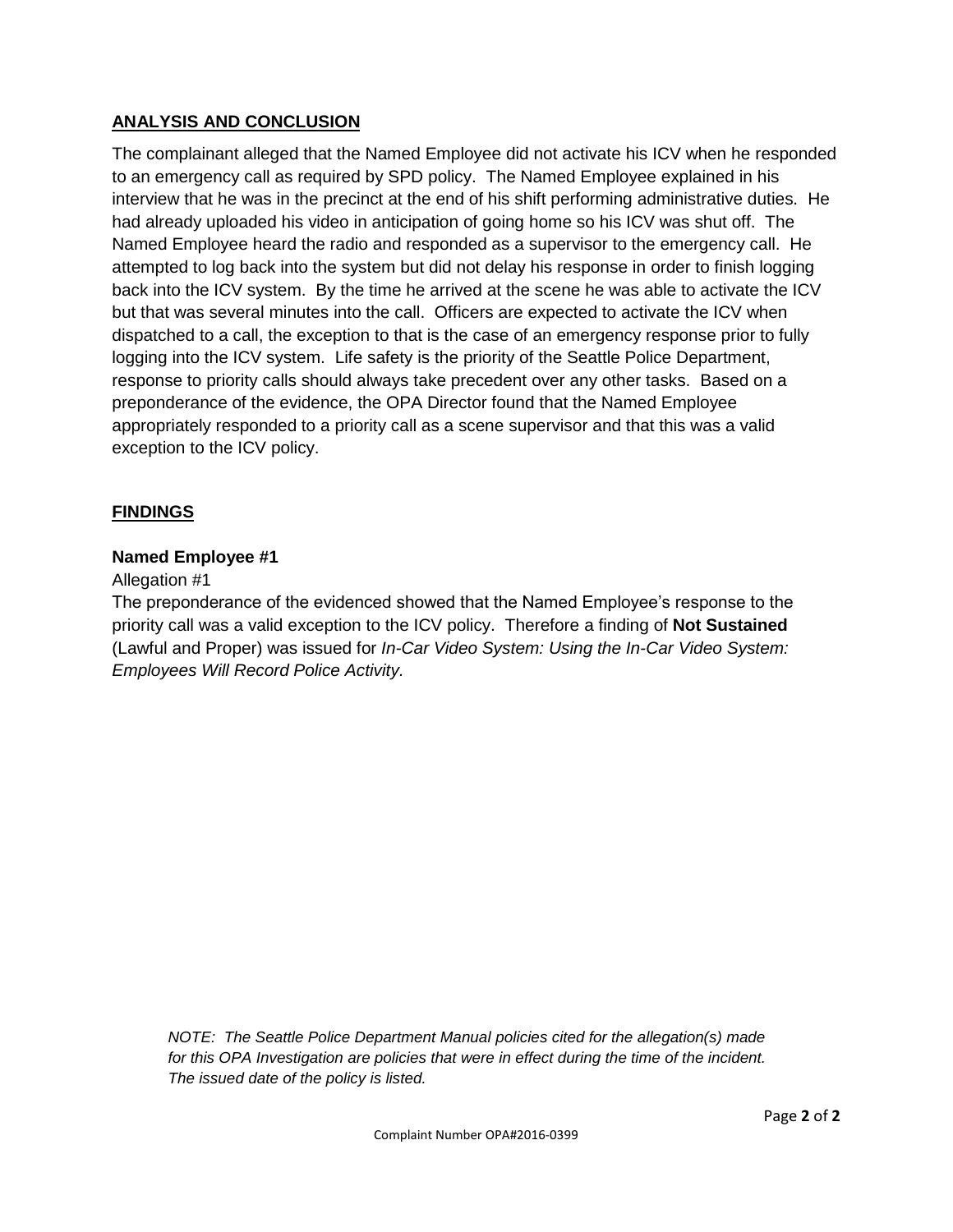## ANALYSIS AND CONCLUSION

The complainant alleged that the Named Employee did not activate his ICV when he responded to an emergency call as required by SPD policy. The Named Employee explained in his interview that he was in the precinct at the end of his shift performing administrative duties. He had already uploaded his video in anticipation of going home so his ICV was shut off. The Named Employee heard the radio and responded as a supervisor to the emergency call. He attempted to log back into the system but did not delay his response in order to finish logging back into the ICV system. By the time he arrived at the scene he was able to activate the ICV but that was several minutes into the call. Officers are expected to activate the ICV when dispatched to a call, the exception to that is the case of an emergency response prior to fully logging into the ICV system. Life safety is the priority of the Seattle Police Department, response to priority calls should always take precedent over any other tasks. Based on a preponderance of the evidence, the OPA Director found that the Named Employee appropriately responded to a priority call as a scene supervisor and that this was a valid exception to the ICV policy.

## FINDINGS

**Named Employee #1**

Allegation #1

The preponderance of the evidenced showed that the Named Employee's response to the priority call was a valid exception to the ICV policy. Therefore a finding of **Not Sustained** (Lawful and Proper) was issued for *In-Car Video System: Using the In-Car Video System: Employees Will Record Police Activity.*

*NOTE: The Seattle Police Department Manual policies cited for the allegation(s) made for this OPA Investigation are policies that were in effect during the time of the incident. The issued date of the policy is listed.*

Complaint Number OPA#2016-0399